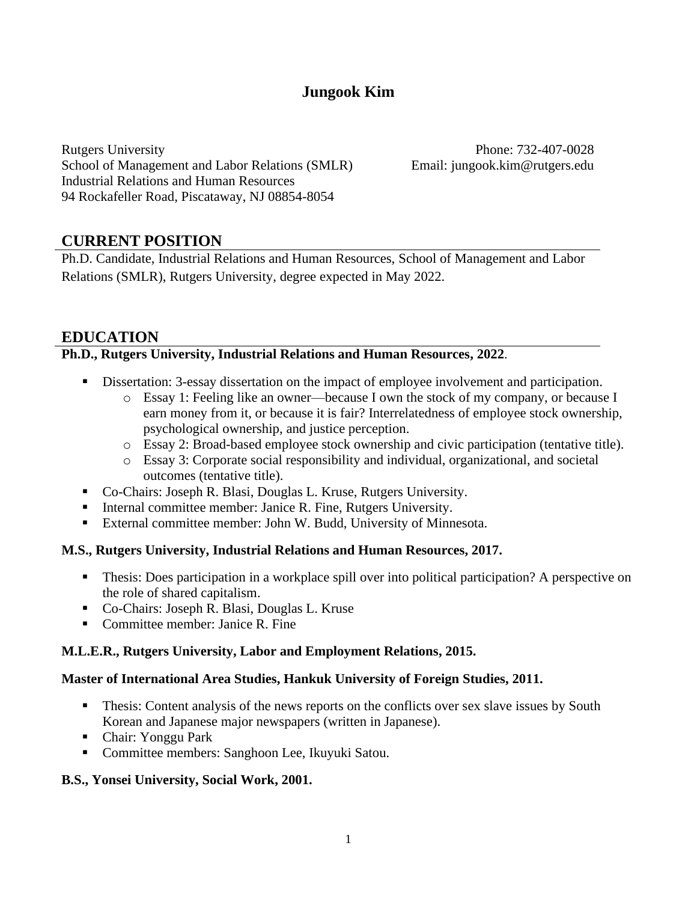# Jungook Kim

Rutgers University
School of Management and Labor Relations (SMLR)
Industrial Relations and Human Resources
94 Rockafeller Road, Piscataway, NJ 08854-8054

Phone: 732-407-0028
Email: jungook.kim@rutgers.edu

## CURRENT POSITION

Ph.D. Candidate, Industrial Relations and Human Resources, School of Management and Labor Relations (SMLR), Rutgers University, degree expected in May 2022.

## EDUCATION

**Ph.D., Rutgers University, Industrial Relations and Human Resources, 2022**.

- Dissertation: 3-essay dissertation on the impact of employee involvement and participation.
  - Essay 1: Feeling like an owner—because I own the stock of my company, or because I earn money from it, or because it is fair? Interrelatedness of employee stock ownership, psychological ownership, and justice perception.
  - Essay 2: Broad-based employee stock ownership and civic participation (tentative title).
  - Essay 3: Corporate social responsibility and individual, organizational, and societal outcomes (tentative title).
- Co-Chairs: Joseph R. Blasi, Douglas L. Kruse, Rutgers University.
- Internal committee member: Janice R. Fine, Rutgers University.
- External committee member: John W. Budd, University of Minnesota.

**M.S., Rutgers University, Industrial Relations and Human Resources, 2017.**

- Thesis: Does participation in a workplace spill over into political participation? A perspective on the role of shared capitalism.
- Co-Chairs: Joseph R. Blasi, Douglas L. Kruse
- Committee member: Janice R. Fine

**M.L.E.R., Rutgers University, Labor and Employment Relations, 2015.**

**Master of International Area Studies, Hankuk University of Foreign Studies, 2011.**

- Thesis: Content analysis of the news reports on the conflicts over sex slave issues by South Korean and Japanese major newspapers (written in Japanese).
- Chair: Yonggu Park
- Committee members: Sanghoon Lee, Ikuyuki Satou.

**B.S., Yonsei University, Social Work, 2001.**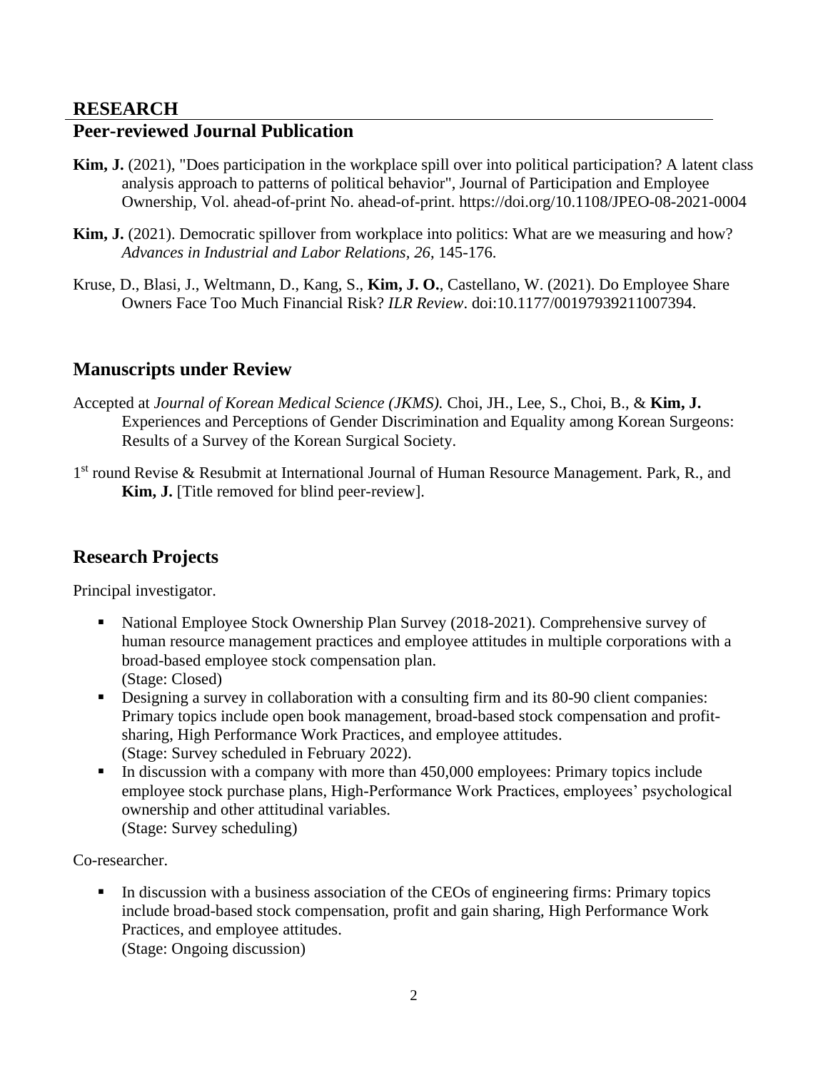# RESEARCH

## Peer-reviewed Journal Publication

**Kim, J.** (2021), "Does participation in the workplace spill over into political participation? A latent class analysis approach to patterns of political behavior", Journal of Participation and Employee Ownership, Vol. ahead-of-print No. ahead-of-print. https://doi.org/10.1108/JPEO-08-2021-0004

**Kim, J.** (2021). Democratic spillover from workplace into politics: What are we measuring and how? *Advances in Industrial and Labor Relations, 26*, 145-176.

Kruse, D., Blasi, J., Weltmann, D., Kang, S., **Kim, J. O.**, Castellano, W. (2021). Do Employee Share Owners Face Too Much Financial Risk? *ILR Review*. doi:10.1177/00197939211007394.

## Manuscripts under Review

Accepted at *Journal of Korean Medical Science (JKMS).* Choi, JH., Lee, S., Choi, B., & **Kim, J.** Experiences and Perceptions of Gender Discrimination and Equality among Korean Surgeons: Results of a Survey of the Korean Surgical Society.

1st round Revise & Resubmit at International Journal of Human Resource Management. Park, R., and **Kim, J.** [Title removed for blind peer-review].

## Research Projects

Principal investigator.

- National Employee Stock Ownership Plan Survey (2018-2021). Comprehensive survey of human resource management practices and employee attitudes in multiple corporations with a broad-based employee stock compensation plan.
  (Stage: Closed)
- Designing a survey in collaboration with a consulting firm and its 80-90 client companies: Primary topics include open book management, broad-based stock compensation and profit-sharing, High Performance Work Practices, and employee attitudes.
  (Stage: Survey scheduled in February 2022).
- In discussion with a company with more than 450,000 employees: Primary topics include employee stock purchase plans, High-Performance Work Practices, employees' psychological ownership and other attitudinal variables.
  (Stage: Survey scheduling)

Co-researcher.

- In discussion with a business association of the CEOs of engineering firms: Primary topics include broad-based stock compensation, profit and gain sharing, High Performance Work Practices, and employee attitudes.
  (Stage: Ongoing discussion)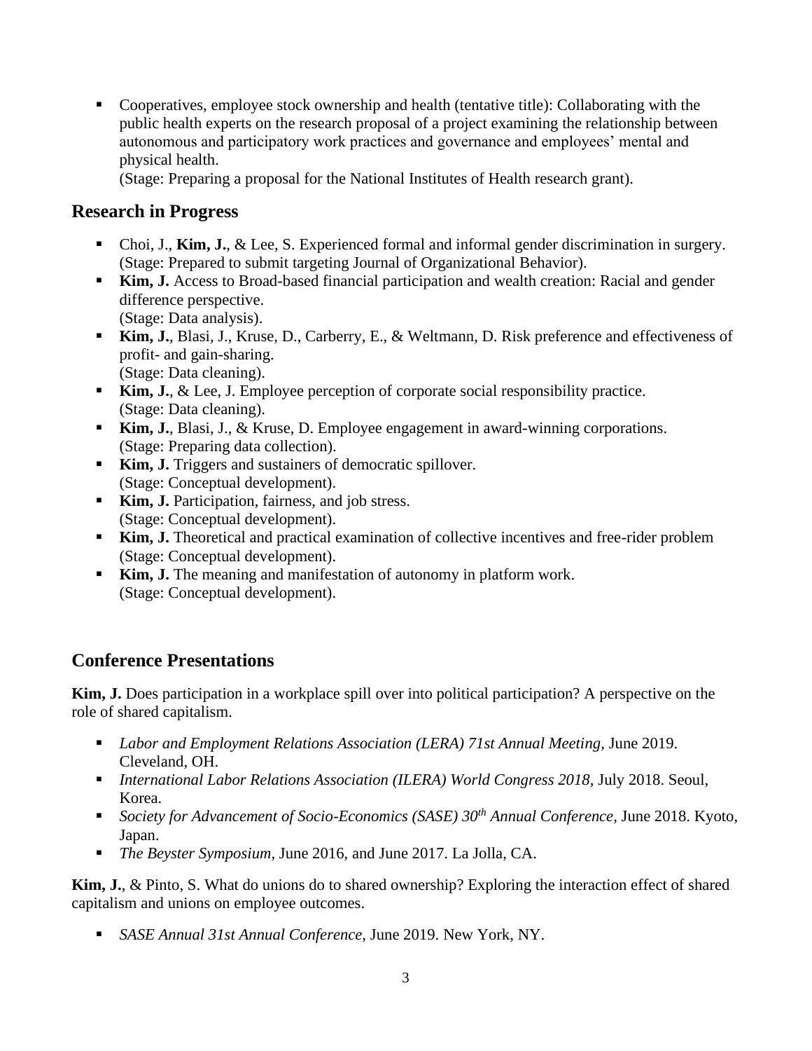- Cooperatives, employee stock ownership and health (tentative title): Collaborating with the public health experts on the research proposal of a project examining the relationship between autonomous and participatory work practices and governance and employees' mental and physical health.
  (Stage: Preparing a proposal for the National Institutes of Health research grant).

## Research in Progress

- Choi, J., **Kim, J.**, & Lee, S. Experienced formal and informal gender discrimination in surgery. (Stage: Prepared to submit targeting Journal of Organizational Behavior).
- **Kim, J.** Access to Broad-based financial participation and wealth creation: Racial and gender difference perspective.
  (Stage: Data analysis).
- **Kim, J.**, Blasi, J., Kruse, D., Carberry, E., & Weltmann, D. Risk preference and effectiveness of profit- and gain-sharing.
  (Stage: Data cleaning).
- **Kim, J.**, & Lee, J. Employee perception of corporate social responsibility practice.
  (Stage: Data cleaning).
- **Kim, J.**, Blasi, J., & Kruse, D. Employee engagement in award-winning corporations.
  (Stage: Preparing data collection).
- **Kim, J.** Triggers and sustainers of democratic spillover.
  (Stage: Conceptual development).
- **Kim, J.** Participation, fairness, and job stress.
  (Stage: Conceptual development).
- **Kim, J.** Theoretical and practical examination of collective incentives and free-rider problem
  (Stage: Conceptual development).
- **Kim, J.** The meaning and manifestation of autonomy in platform work.
  (Stage: Conceptual development).

## Conference Presentations

**Kim, J.** Does participation in a workplace spill over into political participation? A perspective on the role of shared capitalism.

- *Labor and Employment Relations Association (LERA) 71st Annual Meeting,* June 2019. Cleveland, OH.
- *International Labor Relations Association (ILERA) World Congress 2018,* July 2018. Seoul, Korea.
- *Society for Advancement of Socio-Economics (SASE) 30th Annual Conference,* June 2018. Kyoto, Japan.
- *The Beyster Symposium,* June 2016, and June 2017. La Jolla, CA.

**Kim, J.**, & Pinto, S. What do unions do to shared ownership? Exploring the interaction effect of shared capitalism and unions on employee outcomes.

- *SASE Annual 31st Annual Conference,* June 2019. New York, NY.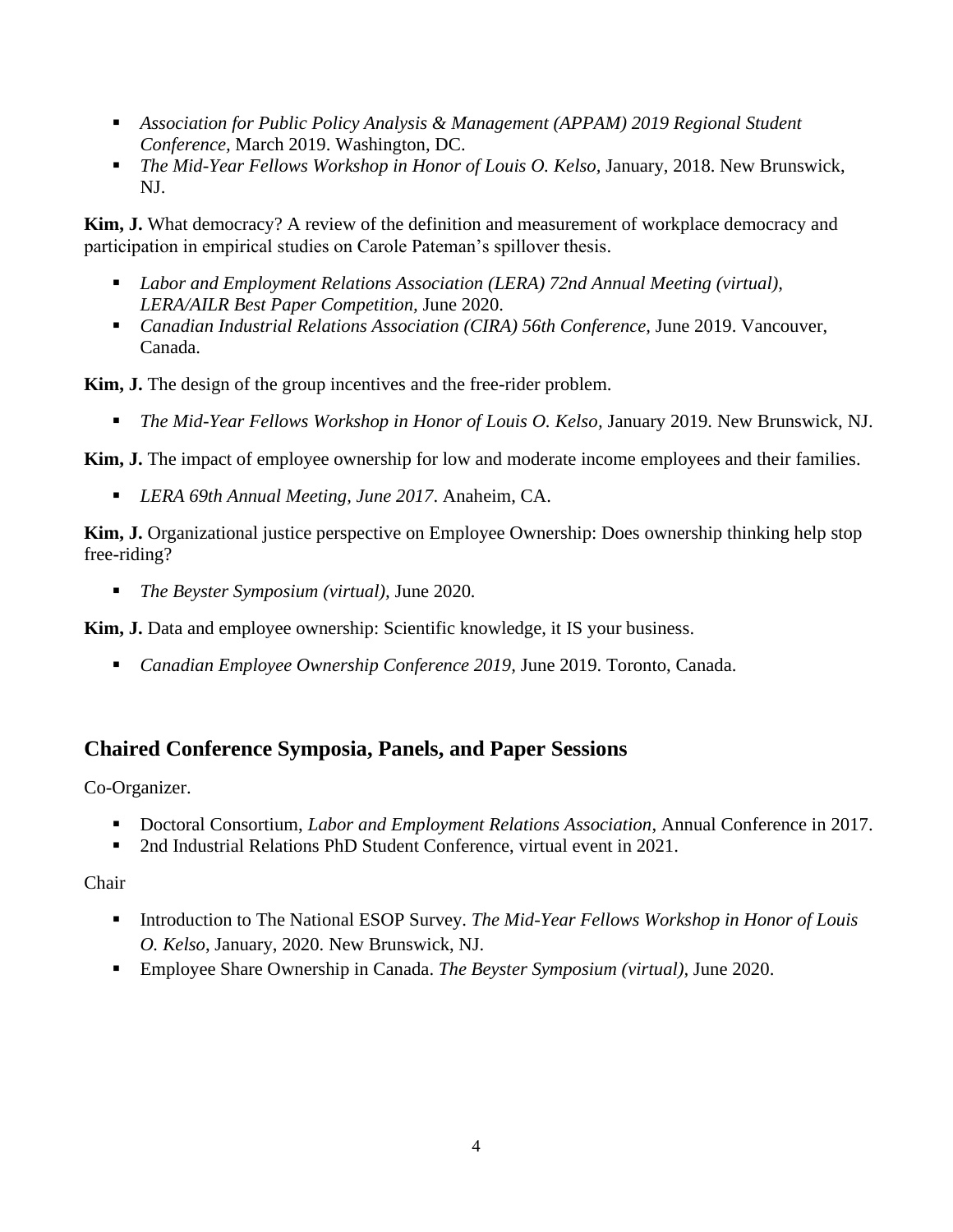- *Association for Public Policy Analysis & Management (APPAM) 2019 Regional Student Conference*, March 2019. Washington, DC.
- *The Mid-Year Fellows Workshop in Honor of Louis O. Kelso,* January, 2018. New Brunswick, NJ.

**Kim, J.** What democracy? A review of the definition and measurement of workplace democracy and participation in empirical studies on Carole Pateman's spillover thesis.

- *Labor and Employment Relations Association (LERA) 72nd Annual Meeting (virtual), LERA/AILR Best Paper Competition*, June 2020.
- *Canadian Industrial Relations Association (CIRA) 56th Conference*, June 2019. Vancouver, Canada.

**Kim, J.** The design of the group incentives and the free-rider problem.

- *The Mid-Year Fellows Workshop in Honor of Louis O. Kelso,* January 2019. New Brunswick, NJ.

**Kim, J.** The impact of employee ownership for low and moderate income employees and their families.

- *LERA 69th Annual Meeting, June 2017*. Anaheim, CA.

**Kim, J.** Organizational justice perspective on Employee Ownership: Does ownership thinking help stop free-riding?

- *The Beyster Symposium (virtual),* June 2020.

**Kim, J.** Data and employee ownership: Scientific knowledge, it IS your business.

- *Canadian Employee Ownership Conference 2019*, June 2019. Toronto, Canada.

## Chaired Conference Symposia, Panels, and Paper Sessions

Co-Organizer.

- Doctoral Consortium, *Labor and Employment Relations Association*, Annual Conference in 2017.
- 2nd Industrial Relations PhD Student Conference, virtual event in 2021.

Chair

- Introduction to The National ESOP Survey. *The Mid-Year Fellows Workshop in Honor of Louis O. Kelso*, January, 2020. New Brunswick, NJ.
- Employee Share Ownership in Canada. *The Beyster Symposium (virtual),* June 2020.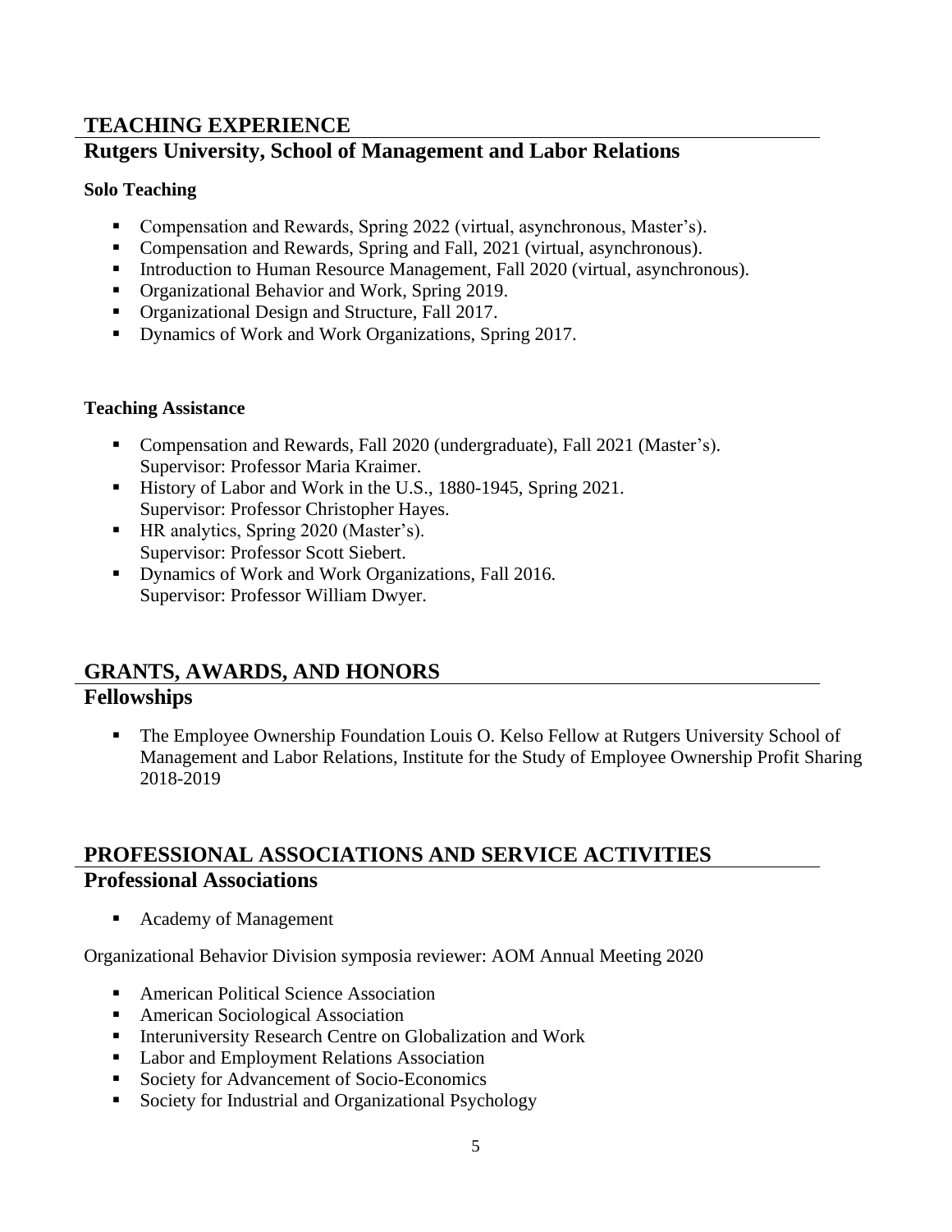# TEACHING EXPERIENCE

## Rutgers University, School of Management and Labor Relations

**Solo Teaching**

- Compensation and Rewards, Spring 2022 (virtual, asynchronous, Master's).
- Compensation and Rewards, Spring and Fall, 2021 (virtual, asynchronous).
- Introduction to Human Resource Management, Fall 2020 (virtual, asynchronous).
- Organizational Behavior and Work, Spring 2019.
- Organizational Design and Structure, Fall 2017.
- Dynamics of Work and Work Organizations, Spring 2017.

**Teaching Assistance**

- Compensation and Rewards, Fall 2020 (undergraduate), Fall 2021 (Master's).
  Supervisor: Professor Maria Kraimer.
- History of Labor and Work in the U.S., 1880-1945, Spring 2021.
  Supervisor: Professor Christopher Hayes.
- HR analytics, Spring 2020 (Master's).
  Supervisor: Professor Scott Siebert.
- Dynamics of Work and Work Organizations, Fall 2016.
  Supervisor: Professor William Dwyer.

# GRANTS, AWARDS, AND HONORS

## Fellowships

- The Employee Ownership Foundation Louis O. Kelso Fellow at Rutgers University School of Management and Labor Relations, Institute for the Study of Employee Ownership Profit Sharing 2018-2019

# PROFESSIONAL ASSOCIATIONS AND SERVICE ACTIVITIES

## Professional Associations

- Academy of Management

Organizational Behavior Division symposia reviewer: AOM Annual Meeting 2020

- American Political Science Association
- American Sociological Association
- Interuniversity Research Centre on Globalization and Work
- Labor and Employment Relations Association
- Society for Advancement of Socio-Economics
- Society for Industrial and Organizational Psychology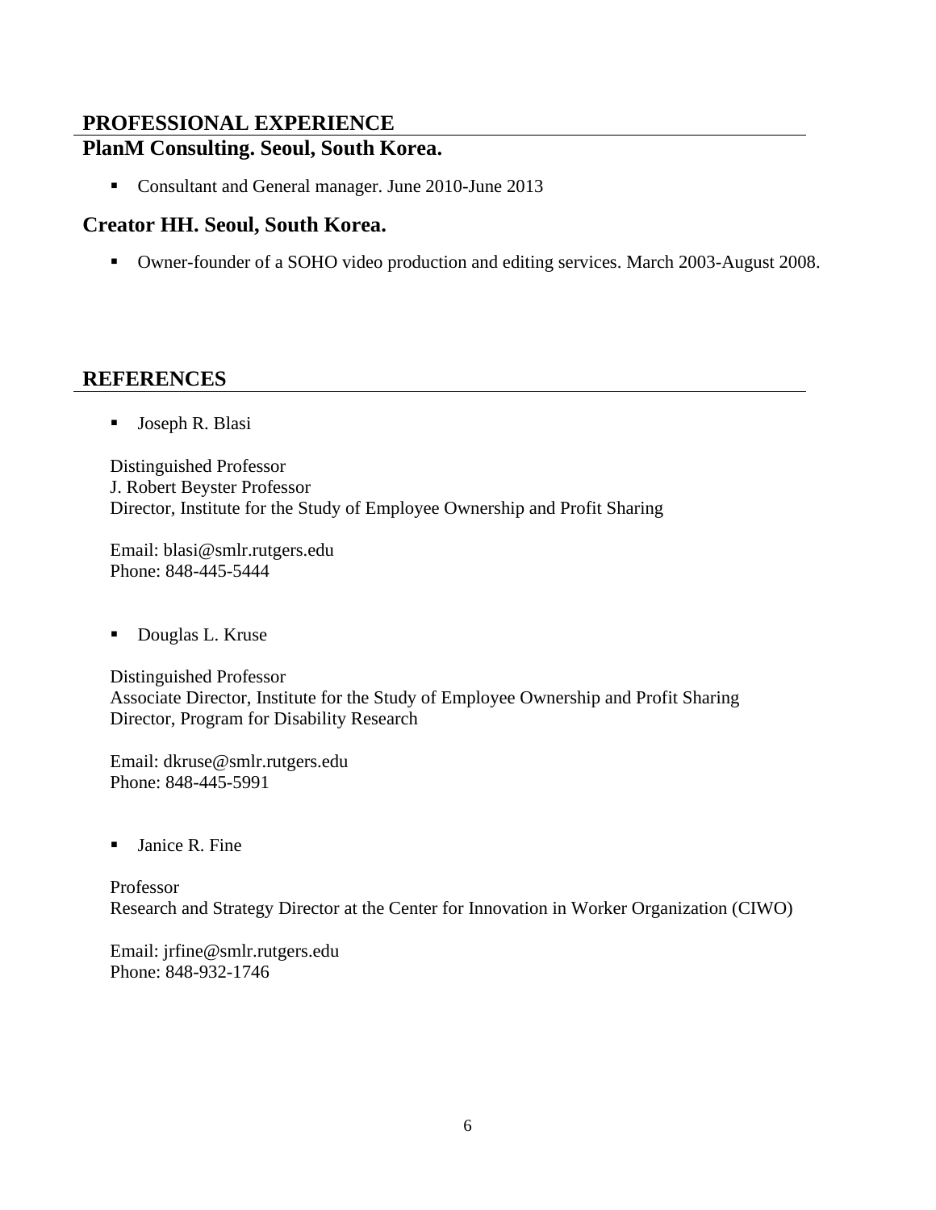## PROFESSIONAL EXPERIENCE

### PlanM Consulting. Seoul, South Korea.

- Consultant and General manager. June 2010-June 2013

### Creator HH. Seoul, South Korea.

- Owner-founder of a SOHO video production and editing services. March 2003-August 2008.

## REFERENCES

- Joseph R. Blasi

  Distinguished Professor
  J. Robert Beyster Professor
  Director, Institute for the Study of Employee Ownership and Profit Sharing

  Email: blasi@smlr.rutgers.edu
  Phone: 848-445-5444

- Douglas L. Kruse

  Distinguished Professor
  Associate Director, Institute for the Study of Employee Ownership and Profit Sharing
  Director, Program for Disability Research

  Email: dkruse@smlr.rutgers.edu
  Phone: 848-445-5991

- Janice R. Fine

  Professor
  Research and Strategy Director at the Center for Innovation in Worker Organization (CIWO)

  Email: jrfine@smlr.rutgers.edu
  Phone: 848-932-1746